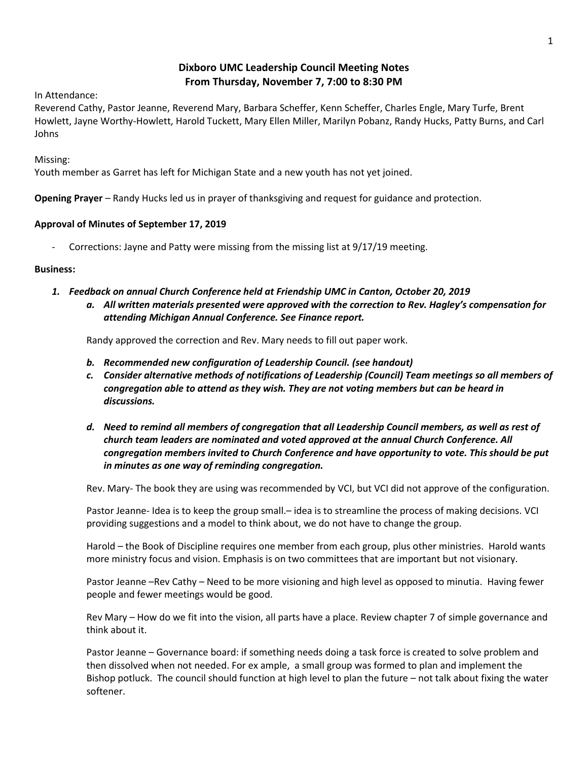# Dixboro UMC Leadership Council Meeting Notes
## From Thursday, November 7, 7:00 to 8:30 PM

In Attendance:
Reverend Cathy, Pastor Jeanne, Reverend Mary, Barbara Scheffer, Kenn Scheffer, Charles Engle, Mary Turfe, Brent Howlett, Jayne Worthy-Howlett, Harold Tuckett, Mary Ellen Miller, Marilyn Pobanz, Randy Hucks, Patty Burns, and Carl Johns

Missing:
Youth member as Garret has left for Michigan State and a new youth has not yet joined.

**Opening Prayer** – Randy Hucks led us in prayer of thanksgiving and request for guidance and protection.

**Approval of Minutes of September 17, 2019**

- Corrections: Jayne and Patty were missing from the missing list at 9/17/19 meeting.

**Business:**

1. ***Feedback on annual Church Conference held at Friendship UMC in Canton, October 20, 2019***
   a. ***All written materials presented were approved with the correction to Rev. Hagley's compensation for attending Michigan Annual Conference. See Finance report.***

   Randy approved the correction and Rev. Mary needs to fill out paper work.

   b. ***Recommended new configuration of Leadership Council. (see handout)***
   c. ***Consider alternative methods of notifications of Leadership (Council) Team meetings so all members of congregation able to attend as they wish. They are not voting members but can be heard in discussions.***
   d. ***Need to remind all members of congregation that all Leadership Council members, as well as rest of church team leaders are nominated and voted approved at the annual Church Conference. All congregation members invited to Church Conference and have opportunity to vote. This should be put in minutes as one way of reminding congregation.***

   Rev. Mary- The book they are using was recommended by VCI, but VCI did not approve of the configuration.

   Pastor Jeanne- Idea is to keep the group small.– idea is to streamline the process of making decisions. VCI providing suggestions and a model to think about, we do not have to change the group.

   Harold – the Book of Discipline requires one member from each group, plus other ministries. Harold wants more ministry focus and vision. Emphasis is on two committees that are important but not visionary.

   Pastor Jeanne –Rev Cathy – Need to be more visioning and high level as opposed to minutia. Having fewer people and fewer meetings would be good.

   Rev Mary – How do we fit into the vision, all parts have a place. Review chapter 7 of simple governance and think about it.

   Pastor Jeanne – Governance board: if something needs doing a task force is created to solve problem and then dissolved when not needed. For ex ample, a small group was formed to plan and implement the Bishop potluck. The council should function at high level to plan the future – not talk about fixing the water softener.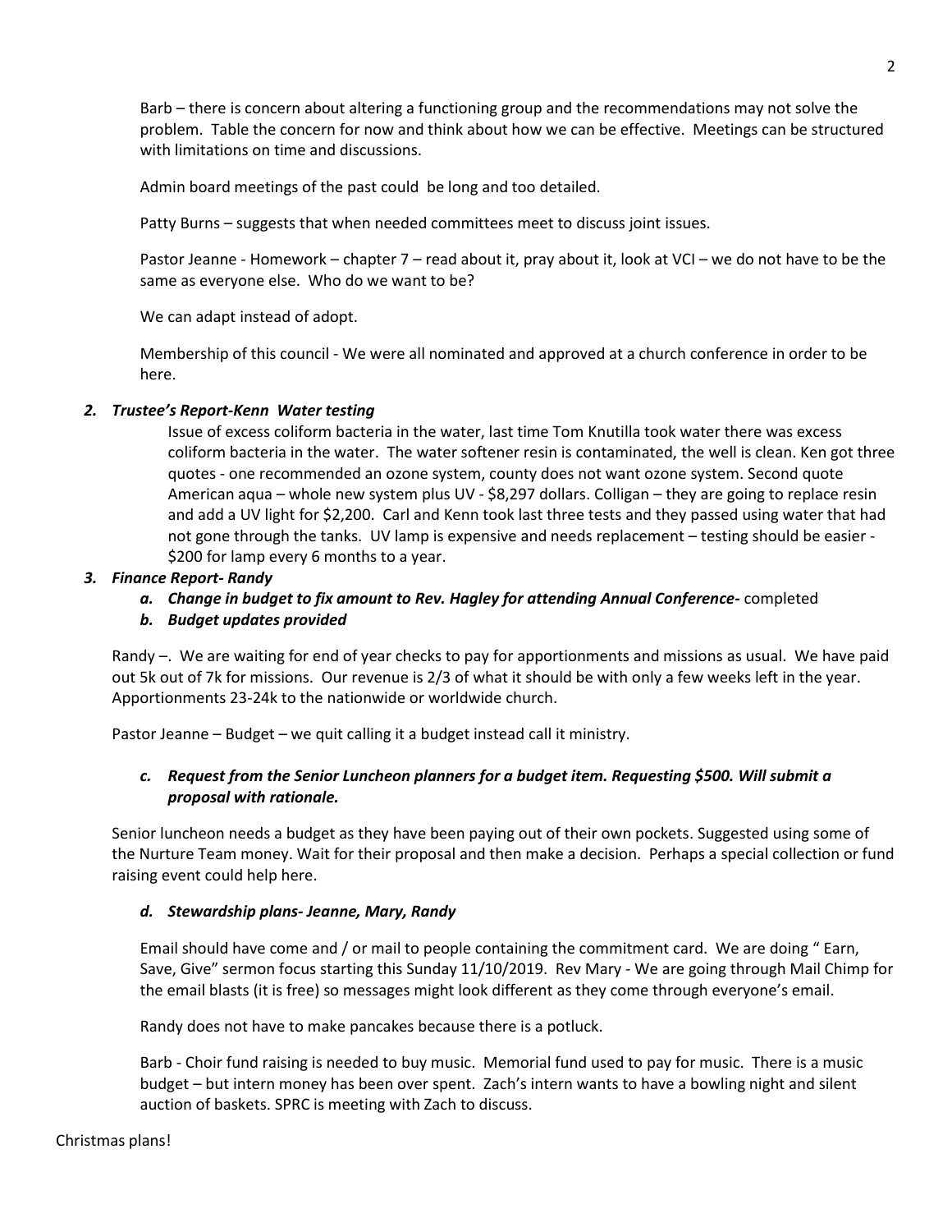Barb – there is concern about altering a functioning group and the recommendations may not solve the problem. Table the concern for now and think about how we can be effective. Meetings can be structured with limitations on time and discussions.

Admin board meetings of the past could be long and too detailed.

Patty Burns – suggests that when needed committees meet to discuss joint issues.

Pastor Jeanne - Homework – chapter 7 – read about it, pray about it, look at VCI – we do not have to be the same as everyone else. Who do we want to be?

We can adapt instead of adopt.

Membership of this council - We were all nominated and approved at a church conference in order to be here.

***2. Trustee's Report-Kenn Water testing***

Issue of excess coliform bacteria in the water, last time Tom Knutilla took water there was excess coliform bacteria in the water. The water softener resin is contaminated, the well is clean. Ken got three quotes - one recommended an ozone system, county does not want ozone system. Second quote American aqua – whole new system plus UV - $8,297 dollars. Colligan – they are going to replace resin and add a UV light for $2,200. Carl and Kenn took last three tests and they passed using water that had not gone through the tanks. UV lamp is expensive and needs replacement – testing should be easier - $200 for lamp every 6 months to a year.

***3. Finance Report- Randy***

***a. Change in budget to fix amount to Rev. Hagley for attending Annual Conference-*** completed

***b. Budget updates provided***

Randy –. We are waiting for end of year checks to pay for apportionments and missions as usual. We have paid out 5k out of 7k for missions. Our revenue is 2/3 of what it should be with only a few weeks left in the year. Apportionments 23-24k to the nationwide or worldwide church.

Pastor Jeanne – Budget – we quit calling it a budget instead call it ministry.

***c. Request from the Senior Luncheon planners for a budget item. Requesting $500. Will submit a proposal with rationale.***

Senior luncheon needs a budget as they have been paying out of their own pockets. Suggested using some of the Nurture Team money. Wait for their proposal and then make a decision. Perhaps a special collection or fund raising event could help here.

***d. Stewardship plans- Jeanne, Mary, Randy***

Email should have come and / or mail to people containing the commitment card. We are doing " Earn, Save, Give" sermon focus starting this Sunday 11/10/2019. Rev Mary - We are going through Mail Chimp for the email blasts (it is free) so messages might look different as they come through everyone's email.

Randy does not have to make pancakes because there is a potluck.

Barb - Choir fund raising is needed to buy music. Memorial fund used to pay for music. There is a music budget – but intern money has been over spent. Zach's intern wants to have a bowling night and silent auction of baskets. SPRC is meeting with Zach to discuss.

Christmas plans!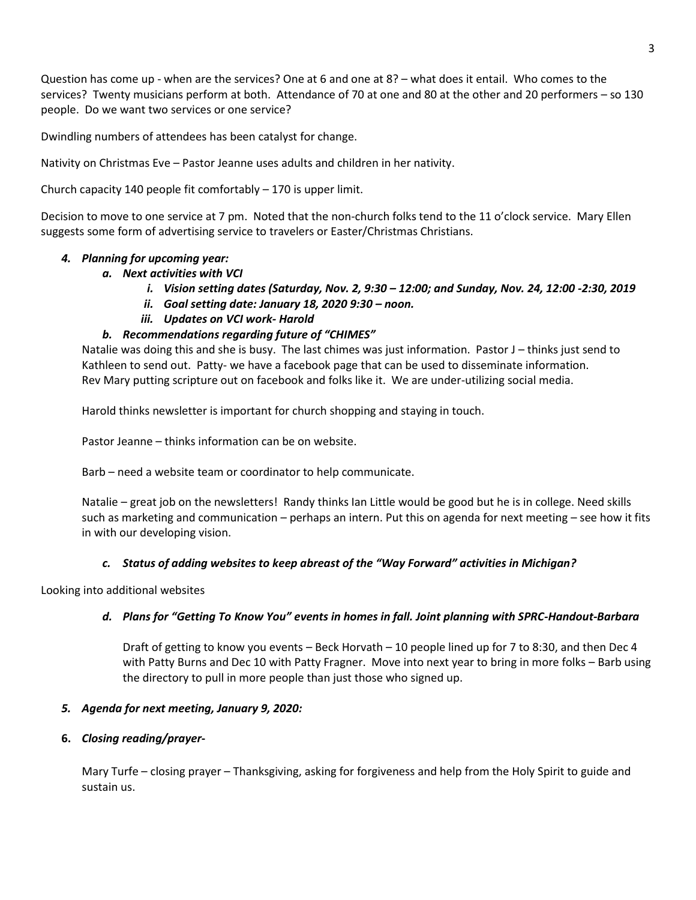Question has come up - when are the services? One at 6 and one at 8? – what does it entail. Who comes to the services? Twenty musicians perform at both. Attendance of 70 at one and 80 at the other and 20 performers – so 130 people. Do we want two services or one service?

Dwindling numbers of attendees has been catalyst for change.

Nativity on Christmas Eve – Pastor Jeanne uses adults and children in her nativity.

Church capacity 140 people fit comfortably – 170 is upper limit.

Decision to move to one service at 7 pm. Noted that the non-church folks tend to the 11 o'clock service. Mary Ellen suggests some form of advertising service to travelers or Easter/Christmas Christians.

4. ***Planning for upcoming year:***
   a. ***Next activities with VCI***
      i. ***Vision setting dates (Saturday, Nov. 2, 9:30 – 12:00; and Sunday, Nov. 24, 12:00 -2:30, 2019***
      ii. ***Goal setting date: January 18, 2020 9:30 – noon.***
      iii. ***Updates on VCI work- Harold***
   b. ***Recommendations regarding future of "CHIMES"***

   Natalie was doing this and she is busy. The last chimes was just information. Pastor J – thinks just send to Kathleen to send out. Patty- we have a facebook page that can be used to disseminate information. Rev Mary putting scripture out on facebook and folks like it. We are under-utilizing social media.

   Harold thinks newsletter is important for church shopping and staying in touch.

   Pastor Jeanne – thinks information can be on website.

   Barb – need a website team or coordinator to help communicate.

   Natalie – great job on the newsletters! Randy thinks Ian Little would be good but he is in college. Need skills such as marketing and communication – perhaps an intern. Put this on agenda for next meeting – see how it fits in with our developing vision.

   c. ***Status of adding websites to keep abreast of the "Way Forward" activities in Michigan?***

Looking into additional websites

   d. ***Plans for "Getting To Know You" events in homes in fall. Joint planning with SPRC-Handout-Barbara***

   Draft of getting to know you events – Beck Horvath – 10 people lined up for 7 to 8:30, and then Dec 4 with Patty Burns and Dec 10 with Patty Fragner. Move into next year to bring in more folks – Barb using the directory to pull in more people than just those who signed up.

5. ***Agenda for next meeting, January 9, 2020:***

6. ***Closing reading/prayer-***

   Mary Turfe – closing prayer – Thanksgiving, asking for forgiveness and help from the Holy Spirit to guide and sustain us.